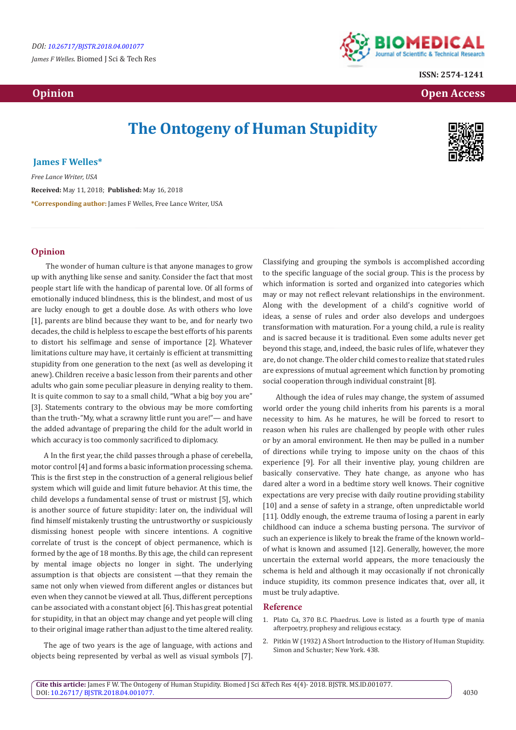DOI: 10.26717/BJSTR.2018.04.001077

*James F Welles.* Biomed J Sci & Tech Res

ISSN: 2574-1241

**Opinion** | **Open Access**

# The Ontogeny of Human Stupidity

**James F Welles***

*Free Lance Writer, USA*

**Received:** May 11, 2018; **Published:** May 16, 2018

***Corresponding author:** James F Welles, Free Lance Writer, USA

## Opinion

The wonder of human culture is that anyone manages to grow up with anything like sense and sanity. Consider the fact that most people start life with the handicap of parental love. Of all forms of emotionally induced blindness, this is the blindest, and most of us are lucky enough to get a double dose. As with others who love [1], parents are blind because they want to be, and for nearly two decades, the child is helpless to escape the best efforts of his parents to distort his selfimage and sense of importance [2]. Whatever limitations culture may have, it certainly is efficient at transmitting stupidity from one generation to the next (as well as developing it anew). Children receive a basic lesson from their parents and other adults who gain some peculiar pleasure in denying reality to them. It is quite common to say to a small child, "What a big boy you are" [3]. Statements contrary to the obvious may be more comforting than the truth-"My, what a scrawny little runt you are!"— and have the added advantage of preparing the child for the adult world in which accuracy is too commonly sacrificed to diplomacy.

A In the first year, the child passes through a phase of cerebella, motor control [4] and forms a basic information processing schema. This is the first step in the construction of a general religious belief system which will guide and limit future behavior. At this time, the child develops a fundamental sense of trust or mistrust [5], which is another source of future stupidity: later on, the individual will find himself mistakenly trusting the untrustworthy or suspiciously dismissing honest people with sincere intentions. A cognitive correlate of trust is the concept of object permanence, which is formed by the age of 18 months. By this age, the child can represent by mental image objects no longer in sight. The underlying assumption is that objects are consistent —that they remain the same not only when viewed from different angles or distances but even when they cannot be viewed at all. Thus, different perceptions can be associated with a constant object [6]. This has great potential for stupidity, in that an object may change and yet people will cling to their original image rather than adjust to the time altered reality.

The age of two years is the age of language, with actions and objects being represented by verbal as well as visual symbols [7]. Classifying and grouping the symbols is accomplished according to the specific language of the social group. This is the process by which information is sorted and organized into categories which may or may not reflect relevant relationships in the environment. Along with the development of a child's cognitive world of ideas, a sense of rules and order also develops and undergoes transformation with maturation. For a young child, a rule is reality and is sacred because it is traditional. Even some adults never get beyond this stage, and, indeed, the basic rules of life, whatever they are, do not change. The older child comes to realize that stated rules are expressions of mutual agreement which function by promoting social cooperation through individual constraint [8].

Although the idea of rules may change, the system of assumed world order the young child inherits from his parents is a moral necessity to him. As he matures, he will be forced to resort to reason when his rules are challenged by people with other rules or by an amoral environment. He then may be pulled in a number of directions while trying to impose unity on the chaos of this experience [9]. For all their inventive play, young children are basically conservative. They hate change, as anyone who has dared alter a word in a bedtime story well knows. Their cognitive expectations are very precise with daily routine providing stability [10] and a sense of safety in a strange, often unpredictable world [11]. Oddly enough, the extreme trauma of losing a parent in early childhood can induce a schema busting persona. The survivor of such an experience is likely to break the frame of the known world–of what is known and assumed [12]. Generally, however, the more uncertain the external world appears, the more tenaciously the schema is held and although it may occasionally if not chronically induce stupidity, its common presence indicates that, over all, it must be truly adaptive.

## Reference

1. Plato Ca, 370 B.C. Phaedrus. Love is listed as a fourth type of mania afterpoetry, prophesy and religious ecstacy.
2. Pitkin W (1932) A Short Introduction to the History of Human Stupidity. Simon and Schuster; New York. 438.

**Cite this article:** James F W. The Ontogeny of Human Stupidity. Biomed J Sci &Tech Res 4(4)- 2018. BJSTR. MS.ID.001077. DOI: 10.26717/ BJSTR.2018.04.001077.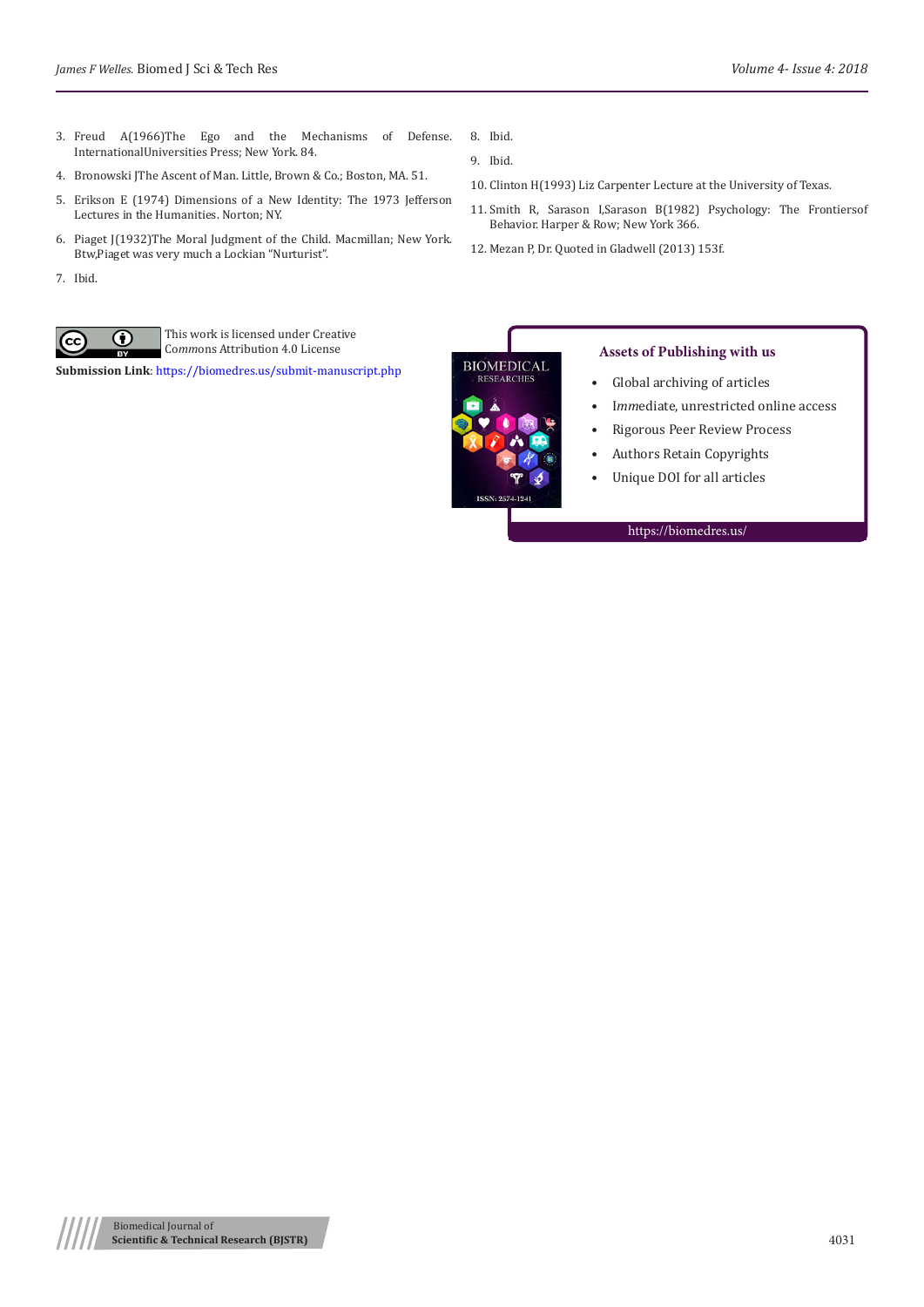3. Freud A(1966)The Ego and the Mechanisms of Defense. InternationalUniversities Press; New York. 84.
4. Bronowski JThe Ascent of Man. Little, Brown & Co.; Boston, MA. 51.
5. Erikson E (1974) Dimensions of a New Identity: The 1973 Jefferson Lectures in the Humanities. Norton; NY.
6. Piaget J(1932)The Moral Judgment of the Child. Macmillan; New York. Btw,Piaget was very much a Lockian "Nurturist".
7. Ibid.
8. Ibid.
9. Ibid.
10. Clinton H(1993) Liz Carpenter Lecture at the University of Texas.
11. Smith R, Sarason I,Sarason B(1982) Psychology: The Frontiersof Behavior. Harper & Row; New York 366.
12. Mezan P, Dr. Quoted in Gladwell (2013) 153f.

This work is licensed under Creative Commons Attribution 4.0 License

**Submission Link**: https://biomedres.us/submit-manuscript.php

### Assets of Publishing with us

- Global archiving of articles
- Immediate, unrestricted online access
- Rigorous Peer Review Process
- Authors Retain Copyrights
- Unique DOI for all articles

https://biomedres.us/